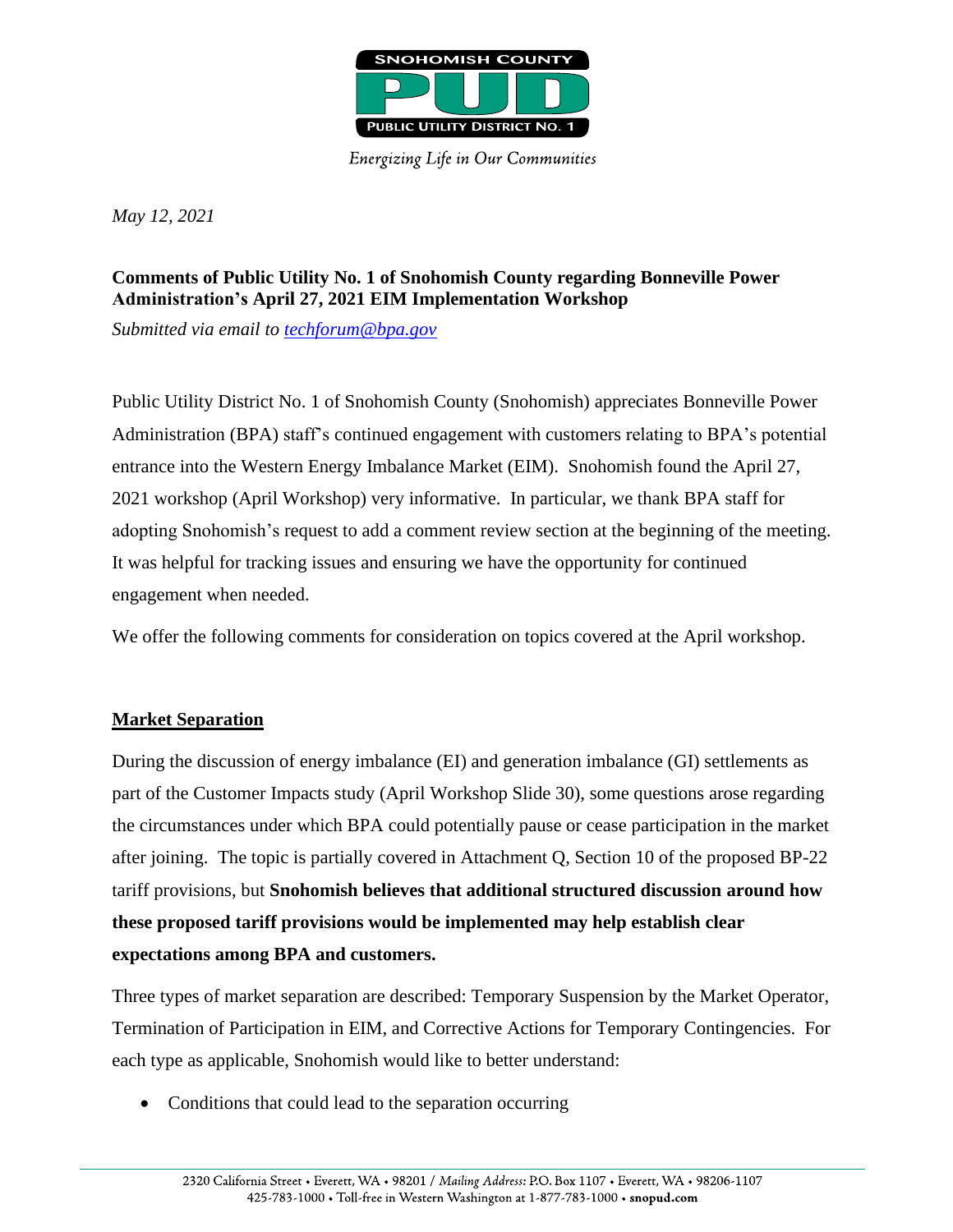*Energizing Life in Our Communities*

*May 12, 2021*

**Comments of Public Utility No. 1 of Snohomish County regarding Bonneville Power Administration's April 27, 2021 EIM Implementation Workshop**

*Submitted via email to techforum@bpa.gov*

Public Utility District No. 1 of Snohomish County (Snohomish) appreciates Bonneville Power Administration (BPA) staff's continued engagement with customers relating to BPA's potential entrance into the Western Energy Imbalance Market (EIM). Snohomish found the April 27, 2021 workshop (April Workshop) very informative. In particular, we thank BPA staff for adopting Snohomish's request to add a comment review section at the beginning of the meeting. It was helpful for tracking issues and ensuring we have the opportunity for continued engagement when needed.

We offer the following comments for consideration on topics covered at the April workshop.

## Market Separation

During the discussion of energy imbalance (EI) and generation imbalance (GI) settlements as part of the Customer Impacts study (April Workshop Slide 30), some questions arose regarding the circumstances under which BPA could potentially pause or cease participation in the market after joining. The topic is partially covered in Attachment Q, Section 10 of the proposed BP-22 tariff provisions, but **Snohomish believes that additional structured discussion around how these proposed tariff provisions would be implemented may help establish clear expectations among BPA and customers.**

Three types of market separation are described: Temporary Suspension by the Market Operator, Termination of Participation in EIM, and Corrective Actions for Temporary Contingencies. For each type as applicable, Snohomish would like to better understand:

- Conditions that could lead to the separation occurring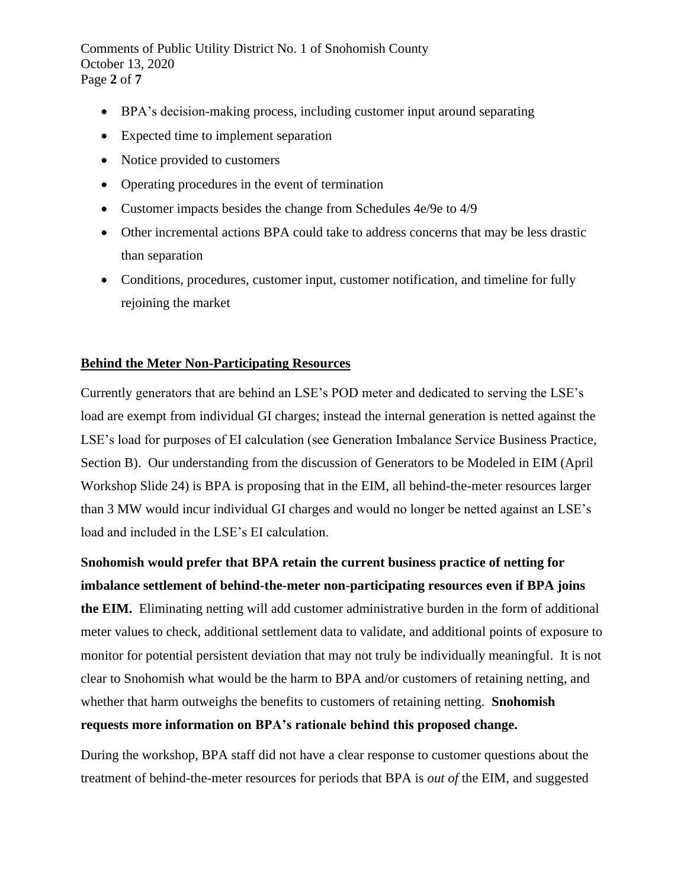- BPA's decision-making process, including customer input around separating
- Expected time to implement separation
- Notice provided to customers
- Operating procedures in the event of termination
- Customer impacts besides the change from Schedules 4e/9e to 4/9
- Other incremental actions BPA could take to address concerns that may be less drastic than separation
- Conditions, procedures, customer input, customer notification, and timeline for fully rejoining the market

## Behind the Meter Non-Participating Resources

Currently generators that are behind an LSE's POD meter and dedicated to serving the LSE's load are exempt from individual GI charges; instead the internal generation is netted against the LSE's load for purposes of EI calculation (see Generation Imbalance Service Business Practice, Section B). Our understanding from the discussion of Generators to be Modeled in EIM (April Workshop Slide 24) is BPA is proposing that in the EIM, all behind-the-meter resources larger than 3 MW would incur individual GI charges and would no longer be netted against an LSE's load and included in the LSE's EI calculation.

**Snohomish would prefer that BPA retain the current business practice of netting for imbalance settlement of behind-the-meter non-participating resources even if BPA joins the EIM.** Eliminating netting will add customer administrative burden in the form of additional meter values to check, additional settlement data to validate, and additional points of exposure to monitor for potential persistent deviation that may not truly be individually meaningful. It is not clear to Snohomish what would be the harm to BPA and/or customers of retaining netting, and whether that harm outweighs the benefits to customers of retaining netting. **Snohomish requests more information on BPA's rationale behind this proposed change.**

During the workshop, BPA staff did not have a clear response to customer questions about the treatment of behind-the-meter resources for periods that BPA is *out of* the EIM, and suggested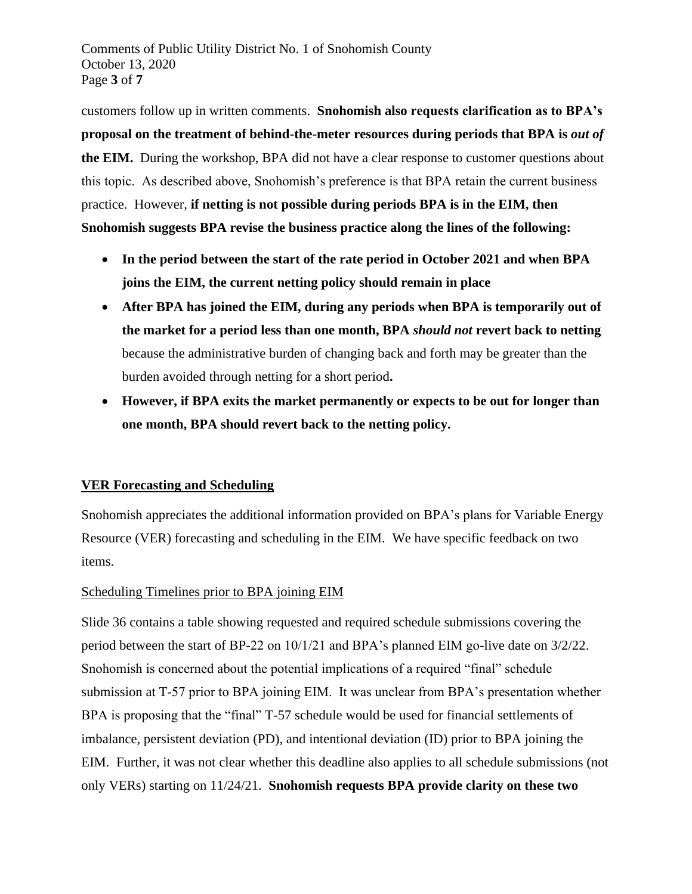customers follow up in written comments. **Snohomish also requests clarification as to BPA's proposal on the treatment of behind-the-meter resources during periods that BPA is *out of* the EIM.** During the workshop, BPA did not have a clear response to customer questions about this topic. As described above, Snohomish's preference is that BPA retain the current business practice. However, **if netting is not possible during periods BPA is in the EIM, then Snohomish suggests BPA revise the business practice along the lines of the following:**

- **In the period between the start of the rate period in October 2021 and when BPA joins the EIM, the current netting policy should remain in place**
- **After BPA has joined the EIM, during any periods when BPA is temporarily out of the market for a period less than one month, BPA *should not* revert back to netting** because the administrative burden of changing back and forth may be greater than the burden avoided through netting for a short period**.**
- **However, if BPA exits the market permanently or expects to be out for longer than one month, BPA should revert back to the netting policy.**

## VER Forecasting and Scheduling

Snohomish appreciates the additional information provided on BPA's plans for Variable Energy Resource (VER) forecasting and scheduling in the EIM. We have specific feedback on two items.

### Scheduling Timelines prior to BPA joining EIM

Slide 36 contains a table showing requested and required schedule submissions covering the period between the start of BP-22 on 10/1/21 and BPA's planned EIM go-live date on 3/2/22. Snohomish is concerned about the potential implications of a required "final" schedule submission at T-57 prior to BPA joining EIM. It was unclear from BPA's presentation whether BPA is proposing that the "final" T-57 schedule would be used for financial settlements of imbalance, persistent deviation (PD), and intentional deviation (ID) prior to BPA joining the EIM. Further, it was not clear whether this deadline also applies to all schedule submissions (not only VERs) starting on 11/24/21. **Snohomish requests BPA provide clarity on these two**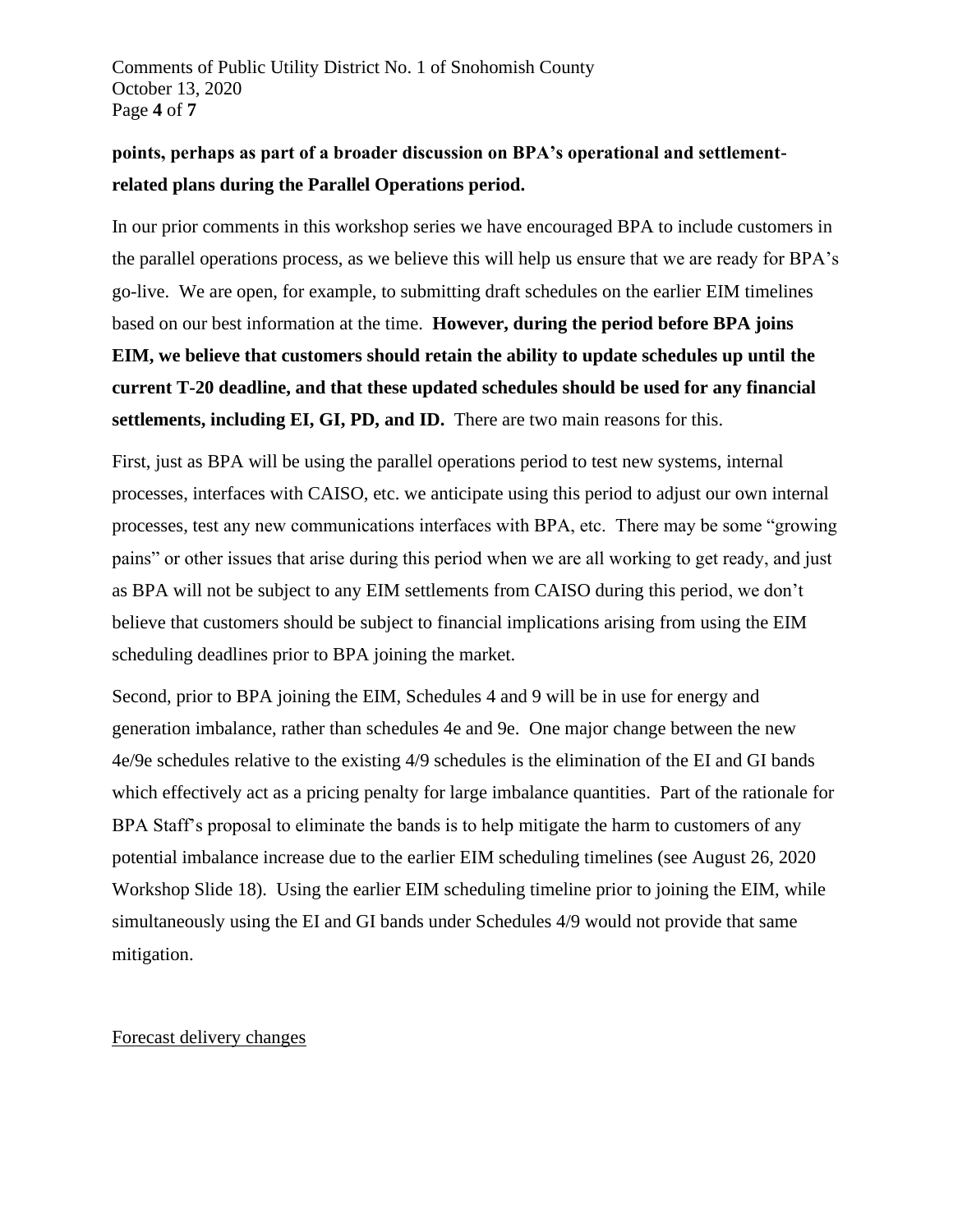**points, perhaps as part of a broader discussion on BPA's operational and settlement-related plans during the Parallel Operations period.**

In our prior comments in this workshop series we have encouraged BPA to include customers in the parallel operations process, as we believe this will help us ensure that we are ready for BPA's go-live. We are open, for example, to submitting draft schedules on the earlier EIM timelines based on our best information at the time. **However, during the period before BPA joins EIM, we believe that customers should retain the ability to update schedules up until the current T-20 deadline, and that these updated schedules should be used for any financial settlements, including EI, GI, PD, and ID.** There are two main reasons for this.

First, just as BPA will be using the parallel operations period to test new systems, internal processes, interfaces with CAISO, etc. we anticipate using this period to adjust our own internal processes, test any new communications interfaces with BPA, etc. There may be some "growing pains" or other issues that arise during this period when we are all working to get ready, and just as BPA will not be subject to any EIM settlements from CAISO during this period, we don't believe that customers should be subject to financial implications arising from using the EIM scheduling deadlines prior to BPA joining the market.

Second, prior to BPA joining the EIM, Schedules 4 and 9 will be in use for energy and generation imbalance, rather than schedules 4e and 9e. One major change between the new 4e/9e schedules relative to the existing 4/9 schedules is the elimination of the EI and GI bands which effectively act as a pricing penalty for large imbalance quantities. Part of the rationale for BPA Staff's proposal to eliminate the bands is to help mitigate the harm to customers of any potential imbalance increase due to the earlier EIM scheduling timelines (see August 26, 2020 Workshop Slide 18). Using the earlier EIM scheduling timeline prior to joining the EIM, while simultaneously using the EI and GI bands under Schedules 4/9 would not provide that same mitigation.

Forecast delivery changes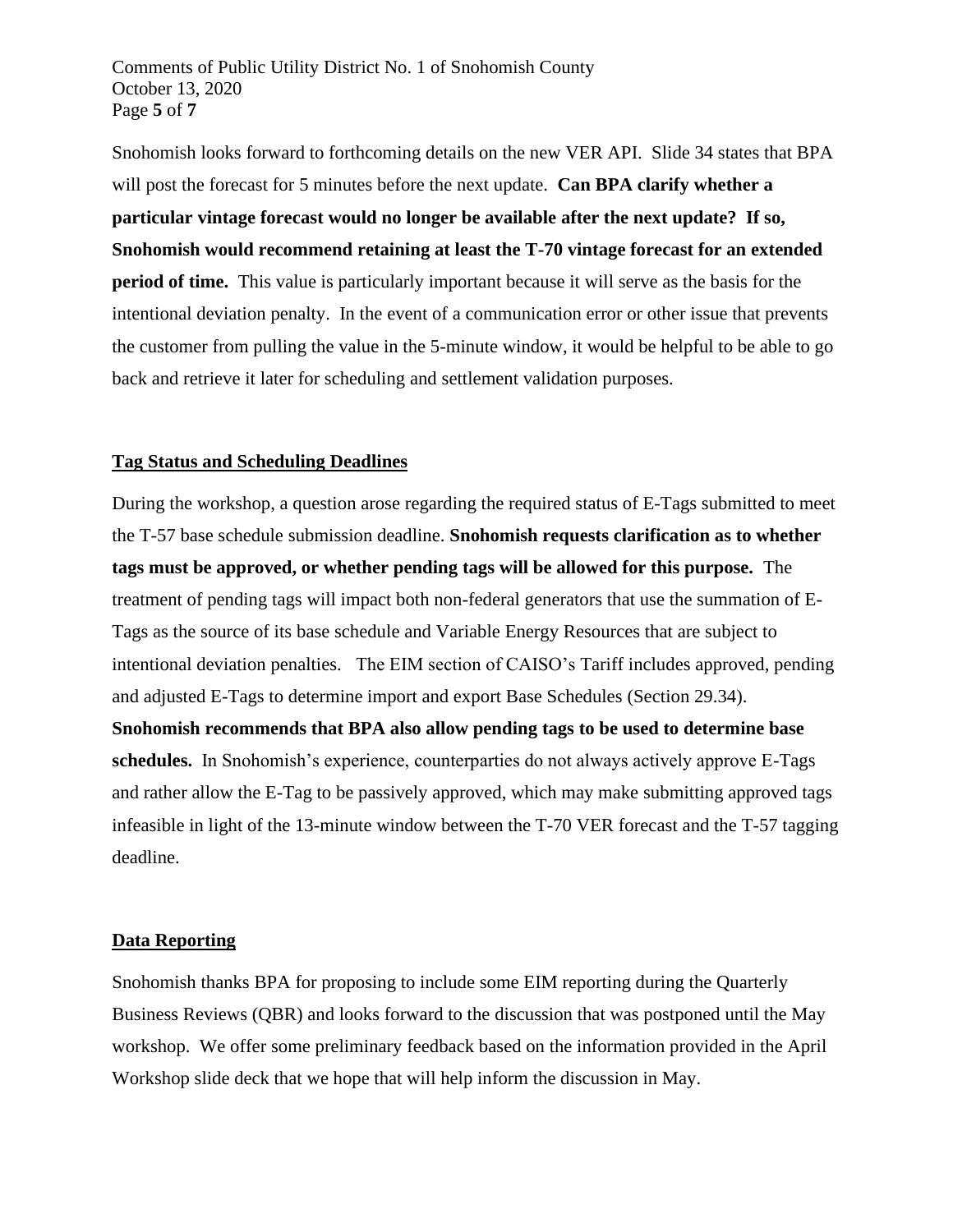Snohomish looks forward to forthcoming details on the new VER API. Slide 34 states that BPA will post the forecast for 5 minutes before the next update. **Can BPA clarify whether a particular vintage forecast would no longer be available after the next update? If so, Snohomish would recommend retaining at least the T-70 vintage forecast for an extended period of time.** This value is particularly important because it will serve as the basis for the intentional deviation penalty. In the event of a communication error or other issue that prevents the customer from pulling the value in the 5-minute window, it would be helpful to be able to go back and retrieve it later for scheduling and settlement validation purposes.

## Tag Status and Scheduling Deadlines

During the workshop, a question arose regarding the required status of E-Tags submitted to meet the T-57 base schedule submission deadline. **Snohomish requests clarification as to whether tags must be approved, or whether pending tags will be allowed for this purpose.** The treatment of pending tags will impact both non-federal generators that use the summation of E-Tags as the source of its base schedule and Variable Energy Resources that are subject to intentional deviation penalties. The EIM section of CAISO's Tariff includes approved, pending and adjusted E-Tags to determine import and export Base Schedules (Section 29.34). **Snohomish recommends that BPA also allow pending tags to be used to determine base schedules.** In Snohomish's experience, counterparties do not always actively approve E-Tags and rather allow the E-Tag to be passively approved, which may make submitting approved tags infeasible in light of the 13-minute window between the T-70 VER forecast and the T-57 tagging deadline.

## Data Reporting

Snohomish thanks BPA for proposing to include some EIM reporting during the Quarterly Business Reviews (QBR) and looks forward to the discussion that was postponed until the May workshop. We offer some preliminary feedback based on the information provided in the April Workshop slide deck that we hope that will help inform the discussion in May.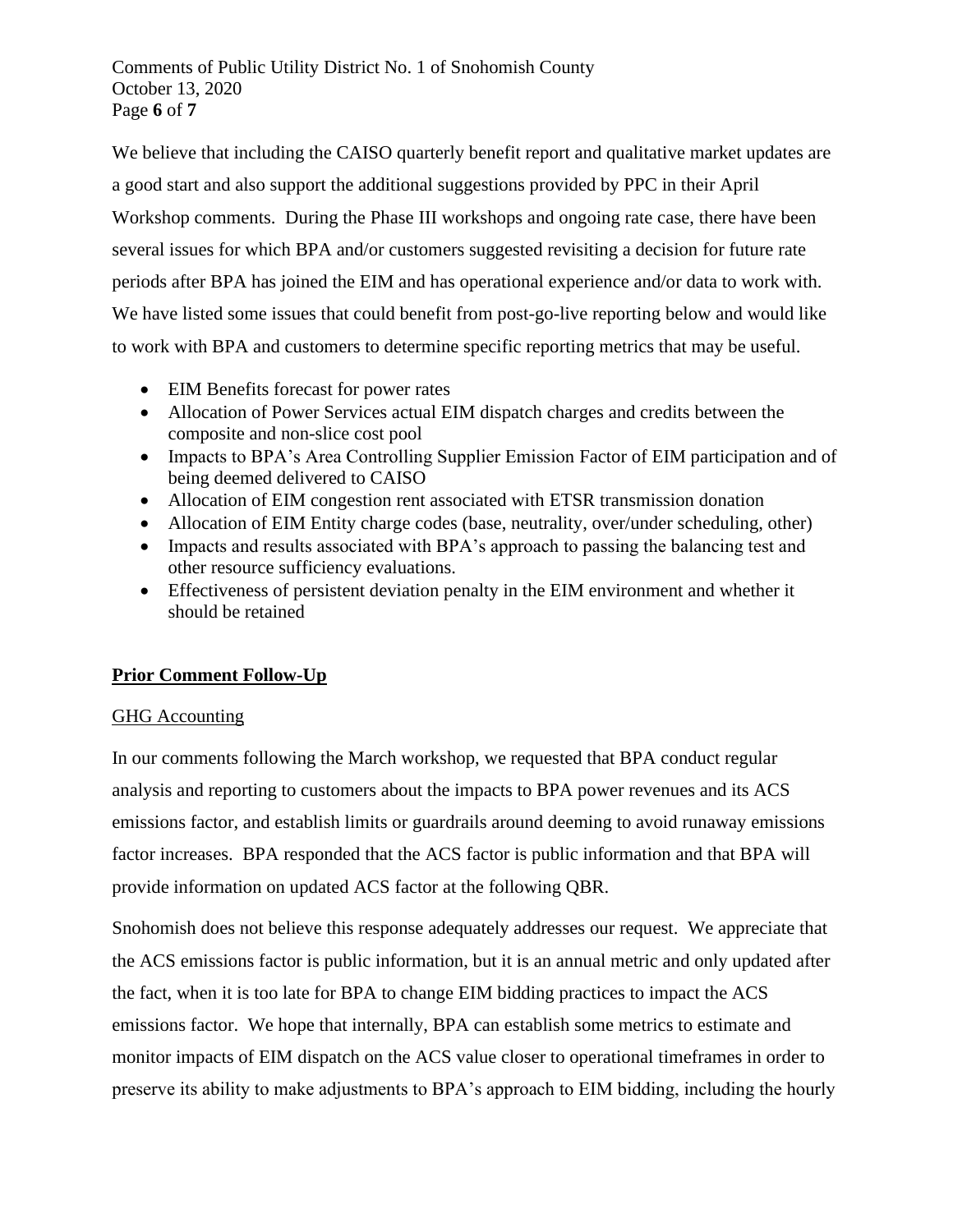We believe that including the CAISO quarterly benefit report and qualitative market updates are a good start and also support the additional suggestions provided by PPC in their April Workshop comments. During the Phase III workshops and ongoing rate case, there have been several issues for which BPA and/or customers suggested revisiting a decision for future rate periods after BPA has joined the EIM and has operational experience and/or data to work with. We have listed some issues that could benefit from post-go-live reporting below and would like to work with BPA and customers to determine specific reporting metrics that may be useful.

- EIM Benefits forecast for power rates
- Allocation of Power Services actual EIM dispatch charges and credits between the composite and non-slice cost pool
- Impacts to BPA's Area Controlling Supplier Emission Factor of EIM participation and of being deemed delivered to CAISO
- Allocation of EIM congestion rent associated with ETSR transmission donation
- Allocation of EIM Entity charge codes (base, neutrality, over/under scheduling, other)
- Impacts and results associated with BPA's approach to passing the balancing test and other resource sufficiency evaluations.
- Effectiveness of persistent deviation penalty in the EIM environment and whether it should be retained

## **Prior Comment Follow-Up**

### GHG Accounting

In our comments following the March workshop, we requested that BPA conduct regular analysis and reporting to customers about the impacts to BPA power revenues and its ACS emissions factor, and establish limits or guardrails around deeming to avoid runaway emissions factor increases. BPA responded that the ACS factor is public information and that BPA will provide information on updated ACS factor at the following QBR.

Snohomish does not believe this response adequately addresses our request. We appreciate that the ACS emissions factor is public information, but it is an annual metric and only updated after the fact, when it is too late for BPA to change EIM bidding practices to impact the ACS emissions factor. We hope that internally, BPA can establish some metrics to estimate and monitor impacts of EIM dispatch on the ACS value closer to operational timeframes in order to preserve its ability to make adjustments to BPA's approach to EIM bidding, including the hourly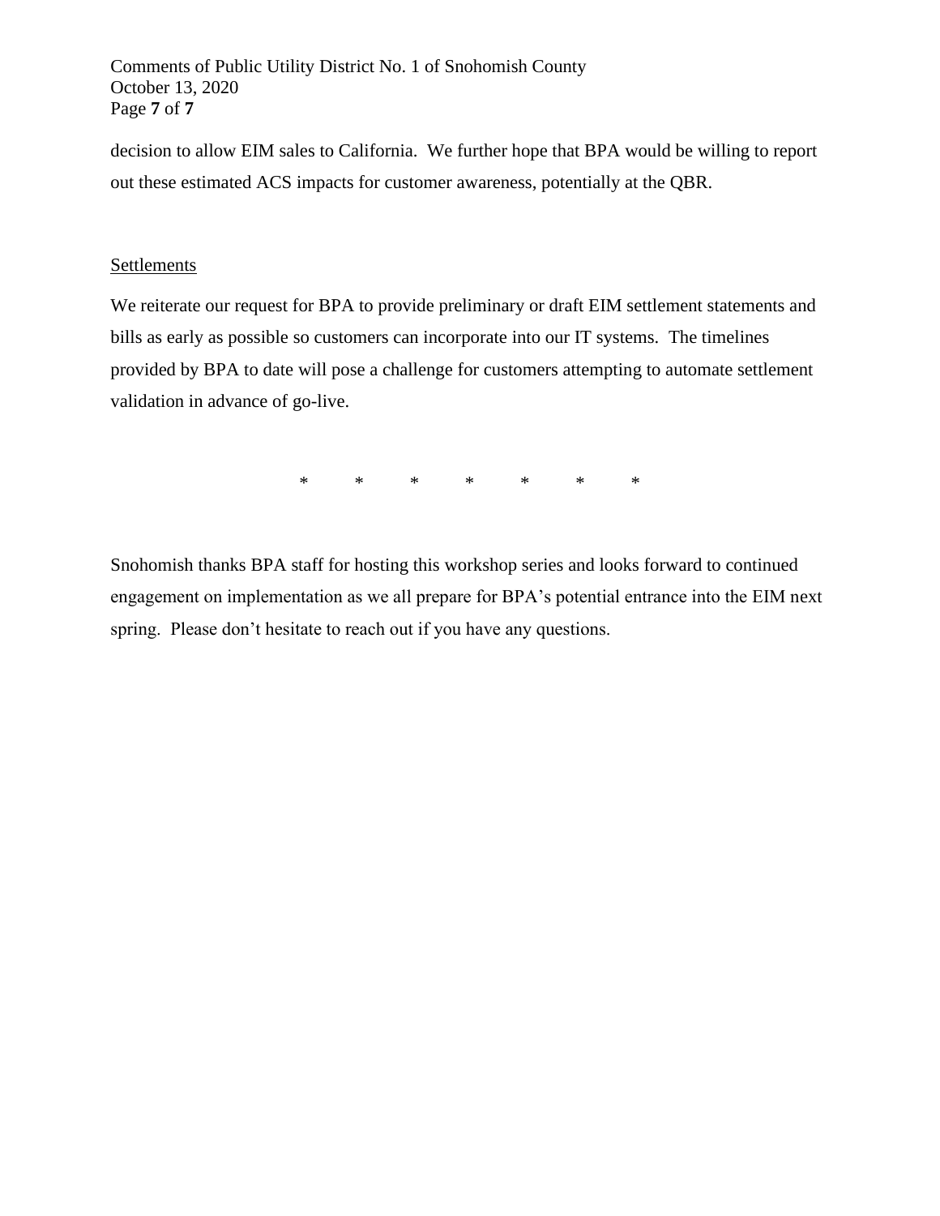decision to allow EIM sales to California. We further hope that BPA would be willing to report out these estimated ACS impacts for customer awareness, potentially at the QBR.

Settlements

We reiterate our request for BPA to provide preliminary or draft EIM settlement statements and bills as early as possible so customers can incorporate into our IT systems. The timelines provided by BPA to date will pose a challenge for customers attempting to automate settlement validation in advance of go-live.

\* \* \* \* \* \* \*

Snohomish thanks BPA staff for hosting this workshop series and looks forward to continued engagement on implementation as we all prepare for BPA's potential entrance into the EIM next spring. Please don't hesitate to reach out if you have any questions.